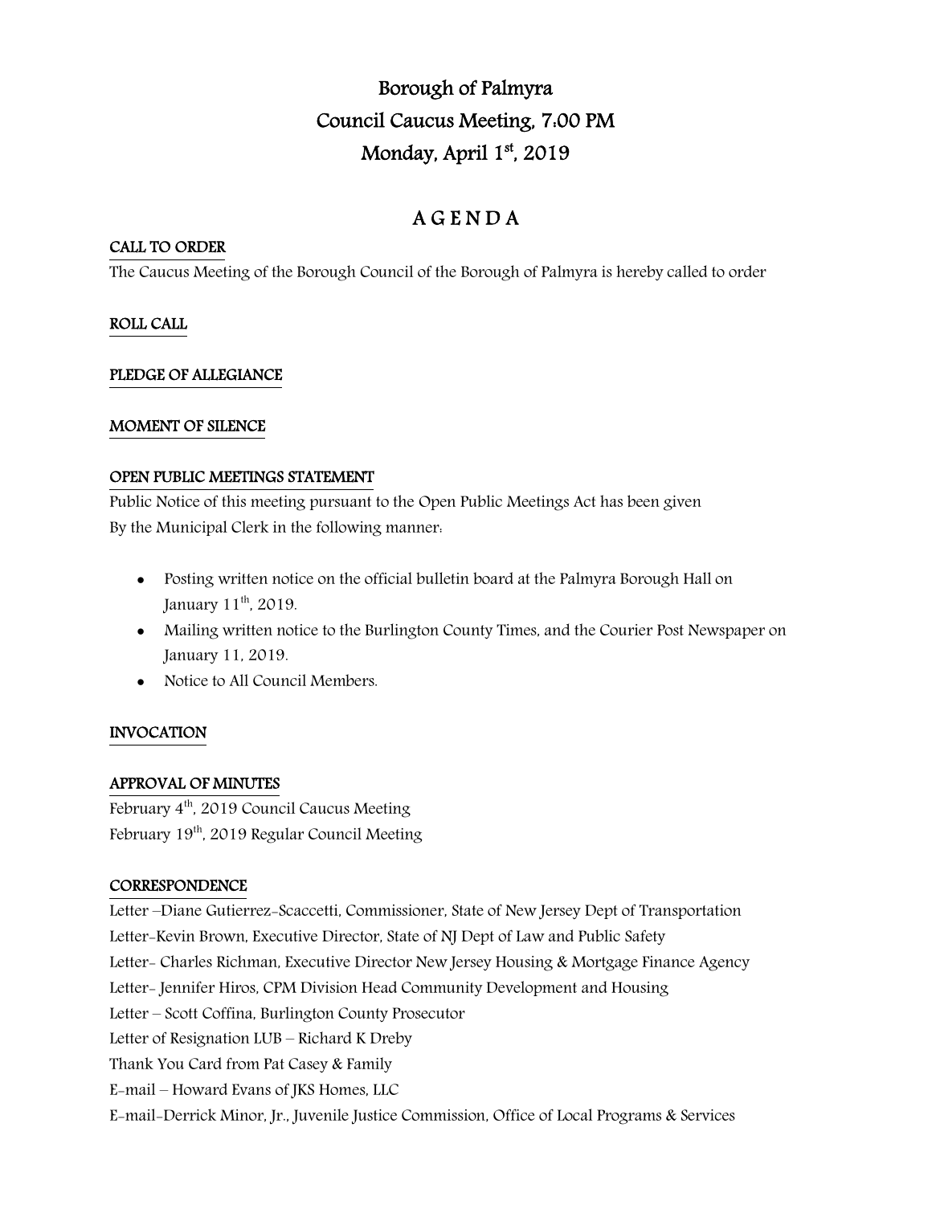# Borough of Palmyra
# Council Caucus Meeting, 7:00 PM
# Monday, April 1st, 2019

## A G E N D A

**CALL TO ORDER**

The Caucus Meeting of the Borough Council of the Borough of Palmyra is hereby called to order

**ROLL CALL**

**PLEDGE OF ALLEGIANCE**

**MOMENT OF SILENCE**

**OPEN PUBLIC MEETINGS STATEMENT**

Public Notice of this meeting pursuant to the Open Public Meetings Act has been given
By the Municipal Clerk in the following manner:

- Posting written notice on the official bulletin board at the Palmyra Borough Hall on January 11th, 2019.
- Mailing written notice to the Burlington County Times, and the Courier Post Newspaper on January 11, 2019.
- Notice to All Council Members.

**INVOCATION**

**APPROVAL OF MINUTES**

February 4th, 2019 Council Caucus Meeting
February 19th, 2019 Regular Council Meeting

**CORRESPONDENCE**

Letter –Diane Gutierrez-Scaccetti, Commissioner, State of New Jersey Dept of Transportation
Letter-Kevin Brown, Executive Director, State of NJ Dept of Law and Public Safety
Letter- Charles Richman, Executive Director New Jersey Housing & Mortgage Finance Agency
Letter- Jennifer Hiros, CPM Division Head Community Development and Housing
Letter – Scott Coffina, Burlington County Prosecutor
Letter of Resignation LUB – Richard K Dreby
Thank You Card from Pat Casey & Family
E-mail – Howard Evans of JKS Homes, LLC
E-mail-Derrick Minor, Jr., Juvenile Justice Commission, Office of Local Programs & Services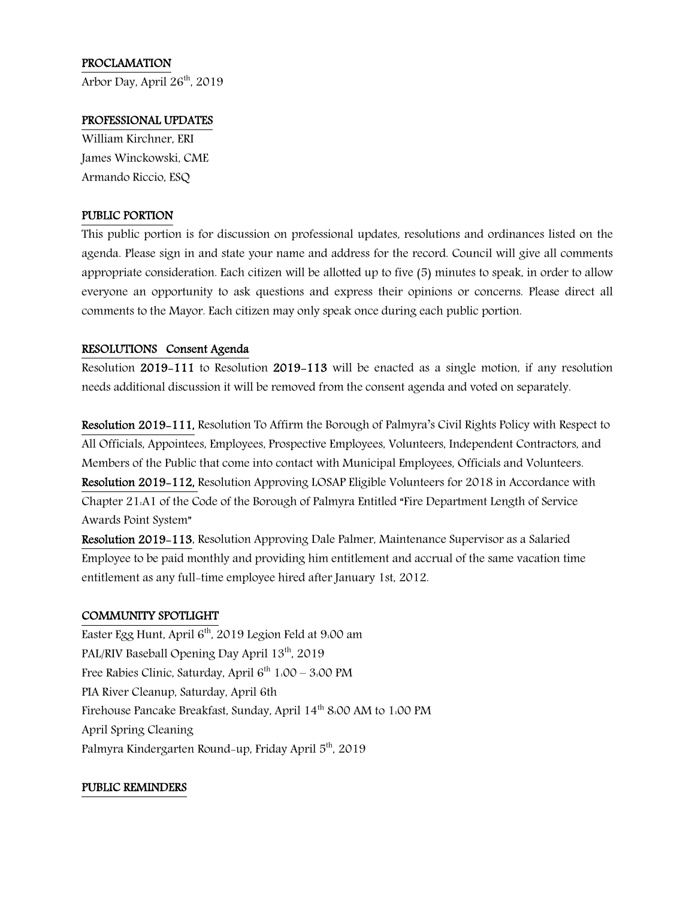## PROCLAMATION

Arbor Day, April 26th, 2019

## PROFESSIONAL UPDATES

William Kirchner, ERI
James Winckowski, CME
Armando Riccio, ESQ

## PUBLIC PORTION

This public portion is for discussion on professional updates, resolutions and ordinances listed on the agenda. Please sign in and state your name and address for the record. Council will give all comments appropriate consideration. Each citizen will be allotted up to five (5) minutes to speak, in order to allow everyone an opportunity to ask questions and express their opinions or concerns. Please direct all comments to the Mayor. Each citizen may only speak once during each public portion.

## RESOLUTIONS Consent Agenda

Resolution **2019-111** to Resolution **2019-113** will be enacted as a single motion, if any resolution needs additional discussion it will be removed from the consent agenda and voted on separately.

**Resolution 2019-111,** Resolution To Affirm the Borough of Palmyra's Civil Rights Policy with Respect to All Officials, Appointees, Employees, Prospective Employees, Volunteers, Independent Contractors, and Members of the Public that come into contact with Municipal Employees, Officials and Volunteers.
**Resolution 2019-112,** Resolution Approving LOSAP Eligible Volunteers for 2018 in Accordance with Chapter 21:A1 of the Code of the Borough of Palmyra Entitled "Fire Department Length of Service Awards Point System"
**Resolution 2019-113**, Resolution Approving Dale Palmer, Maintenance Supervisor as a Salaried Employee to be paid monthly and providing him entitlement and accrual of the same vacation time entitlement as any full-time employee hired after January 1st, 2012.

## COMMUNITY SPOTLIGHT

Easter Egg Hunt, April 6th, 2019 Legion Feld at 9:00 am
PAL/RIV Baseball Opening Day April 13th, 2019
Free Rabies Clinic, Saturday, April 6th 1:00 – 3:00 PM
PIA River Cleanup, Saturday, April 6th
Firehouse Pancake Breakfast, Sunday, April 14th 8:00 AM to 1:00 PM
April Spring Cleaning
Palmyra Kindergarten Round-up, Friday April 5th, 2019

## PUBLIC REMINDERS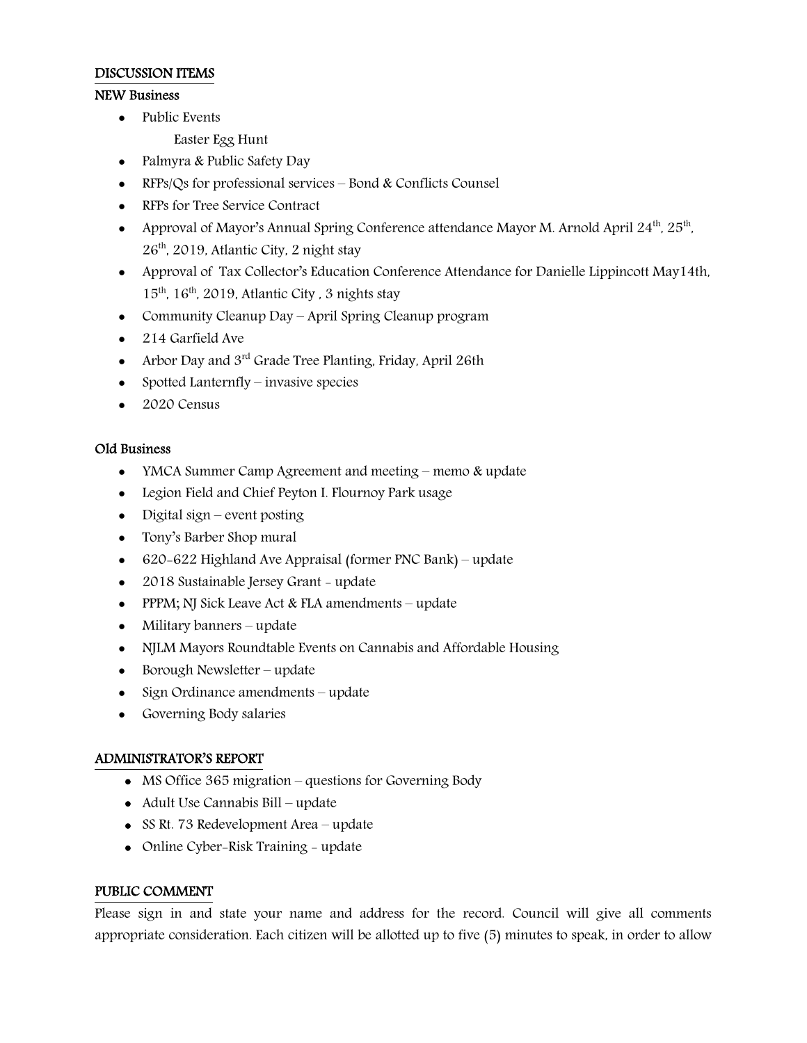## DISCUSSION ITEMS

### NEW Business

- Public Events
  
  Easter Egg Hunt
- Palmyra & Public Safety Day
- RFPs/Qs for professional services – Bond & Conflicts Counsel
- RFPs for Tree Service Contract
- Approval of Mayor's Annual Spring Conference attendance Mayor M. Arnold April 24th, 25th, 26th, 2019, Atlantic City, 2 night stay
- Approval of Tax Collector's Education Conference Attendance for Danielle Lippincott May14th, 15th, 16th, 2019, Atlantic City , 3 nights stay
- Community Cleanup Day – April Spring Cleanup program
- 214 Garfield Ave
- Arbor Day and 3rd Grade Tree Planting, Friday, April 26th
- Spotted Lanternfly – invasive species
- 2020 Census

### Old Business

- YMCA Summer Camp Agreement and meeting – memo & update
- Legion Field and Chief Peyton I. Flournoy Park usage
- Digital sign – event posting
- Tony's Barber Shop mural
- 620-622 Highland Ave Appraisal (former PNC Bank) – update
- 2018 Sustainable Jersey Grant - update
- PPPM; NJ Sick Leave Act & FLA amendments – update
- Military banners – update
- NJLM Mayors Roundtable Events on Cannabis and Affordable Housing
- Borough Newsletter – update
- Sign Ordinance amendments – update
- Governing Body salaries

## ADMINISTRATOR'S REPORT

- MS Office 365 migration – questions for Governing Body
- Adult Use Cannabis Bill – update
- SS Rt. 73 Redevelopment Area – update
- Online Cyber-Risk Training - update

## PUBLIC COMMENT

Please sign in and state your name and address for the record. Council will give all comments appropriate consideration. Each citizen will be allotted up to five (5) minutes to speak, in order to allow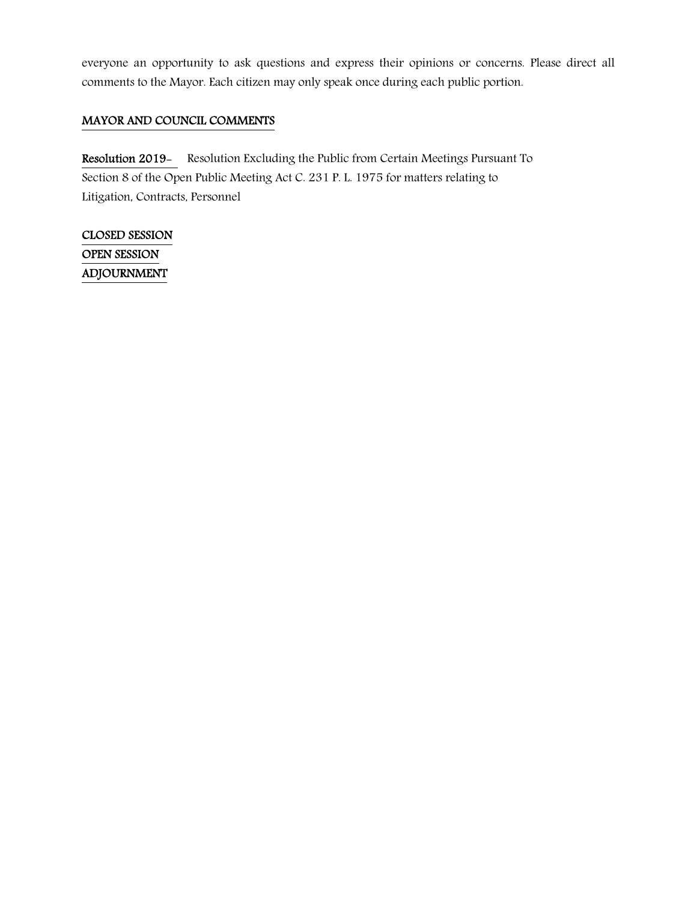everyone an opportunity to ask questions and express their opinions or concerns. Please direct all comments to the Mayor. Each citizen may only speak once during each public portion.

**MAYOR AND COUNCIL COMMENTS**

**Resolution 2019-** Resolution Excluding the Public from Certain Meetings Pursuant To Section 8 of the Open Public Meeting Act C. 231 P. L. 1975 for matters relating to Litigation, Contracts, Personnel

**CLOSED SESSION**

**OPEN SESSION**

**ADJOURNMENT**